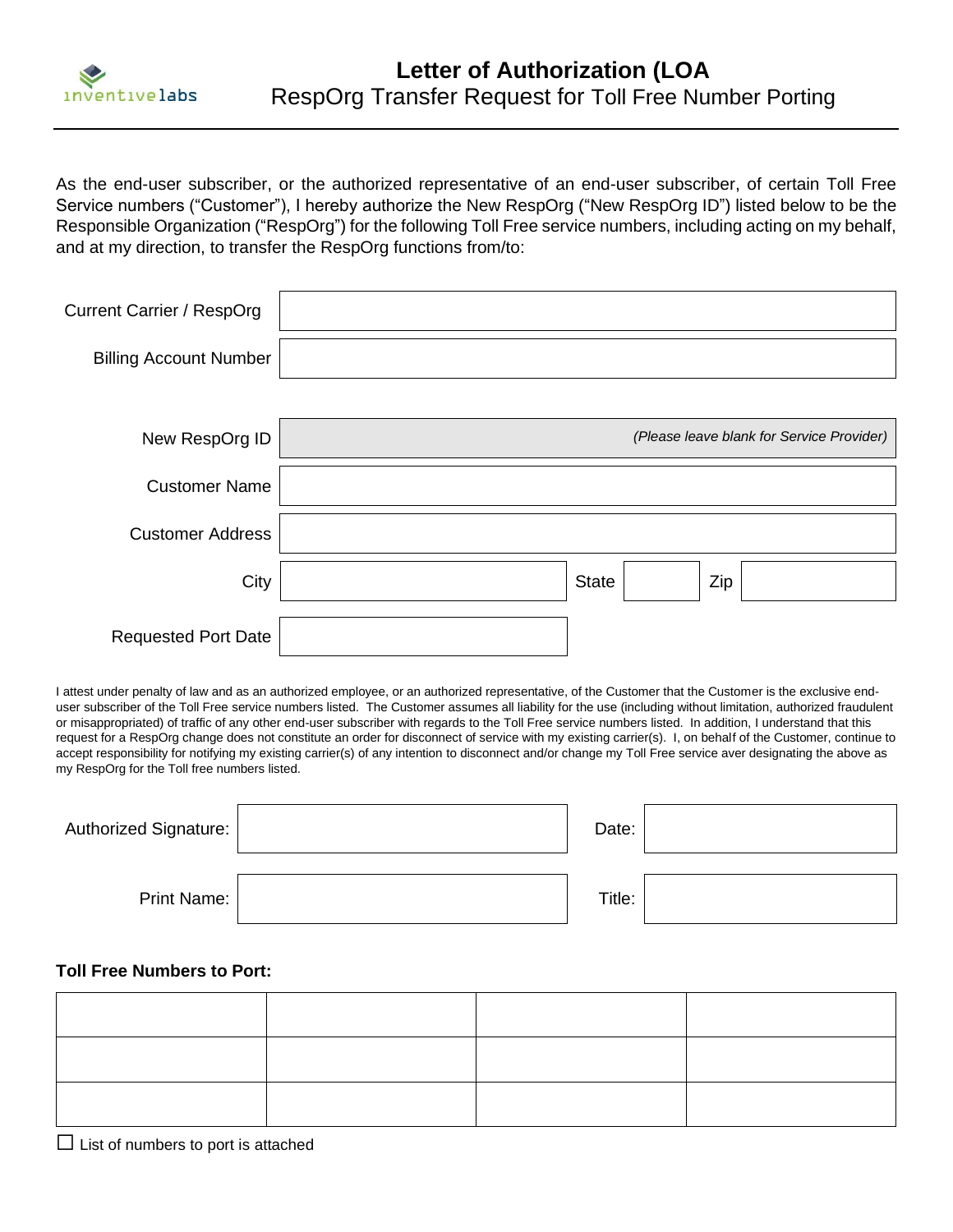inventivelabs

# Letter of Authorization (LOA

RespOrg Transfer Request for Toll Free Number Porting

As the end-user subscriber, or the authorized representative of an end-user subscriber, of certain Toll Free Service numbers ("Customer"), I hereby authorize the New RespOrg ("New RespOrg ID") listed below to be the Responsible Organization ("RespOrg") for the following Toll Free service numbers, including acting on my behalf, and at my direction, to transfer the RespOrg functions from/to:

| | |
|---|---|
| Current Carrier / RespOrg | |
| Billing Account Number | |

| | | | | | |
|---|---|---|---|---|---|
| New RespOrg ID | *(Please leave blank for Service Provider)* | | | | |
| Customer Name | | | | | |
| Customer Address | | | | | |
| City | | State | | Zip | |
| Requested Port Date | | | | | |

I attest under penalty of law and as an authorized employee, or an authorized representative, of the Customer that the Customer is the exclusive end-user subscriber of the Toll Free service numbers listed. The Customer assumes all liability for the use (including without limitation, authorized fraudulent or misappropriated) of traffic of any other end-user subscriber with regards to the Toll Free service numbers listed. In addition, I understand that this request for a RespOrg change does not constitute an order for disconnect of service with my existing carrier(s). I, on behalf of the Customer, continue to accept responsibility for notifying my existing carrier(s) of any intention to disconnect and/or change my Toll Free service aver designating the above as my RespOrg for the Toll free numbers listed.

| | | | |
|---|---|---|---|
| Authorized Signature: | | Date: | |
| Print Name: | | Title: | |

**Toll Free Numbers to Port:**

| | | | |
|---|---|---|---|
| | | | |
| | | | |
| | | | |

☐ List of numbers to port is attached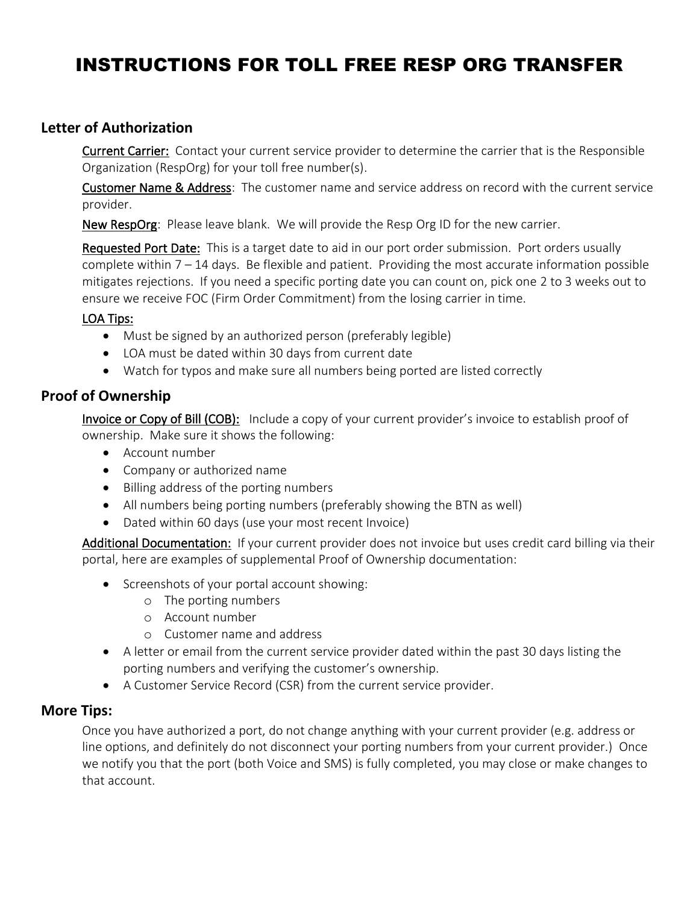# INSTRUCTIONS FOR TOLL FREE RESP ORG TRANSFER

## Letter of Authorization

Current Carrier: Contact your current service provider to determine the carrier that is the Responsible Organization (RespOrg) for your toll free number(s).

Customer Name & Address: The customer name and service address on record with the current service provider.

New RespOrg: Please leave blank. We will provide the Resp Org ID for the new carrier.

Requested Port Date: This is a target date to aid in our port order submission. Port orders usually complete within 7 – 14 days. Be flexible and patient. Providing the most accurate information possible mitigates rejections. If you need a specific porting date you can count on, pick one 2 to 3 weeks out to ensure we receive FOC (Firm Order Commitment) from the losing carrier in time.

LOA Tips:

- Must be signed by an authorized person (preferably legible)
- LOA must be dated within 30 days from current date
- Watch for typos and make sure all numbers being ported are listed correctly

## Proof of Ownership

Invoice or Copy of Bill (COB): Include a copy of your current provider's invoice to establish proof of ownership. Make sure it shows the following:

- Account number
- Company or authorized name
- Billing address of the porting numbers
- All numbers being porting numbers (preferably showing the BTN as well)
- Dated within 60 days (use your most recent Invoice)

Additional Documentation: If your current provider does not invoice but uses credit card billing via their portal, here are examples of supplemental Proof of Ownership documentation:

- Screenshots of your portal account showing:
  - The porting numbers
  - Account number
  - Customer name and address
- A letter or email from the current service provider dated within the past 30 days listing the porting numbers and verifying the customer's ownership.
- A Customer Service Record (CSR) from the current service provider.

## More Tips:

Once you have authorized a port, do not change anything with your current provider (e.g. address or line options, and definitely do not disconnect your porting numbers from your current provider.) Once we notify you that the port (both Voice and SMS) is fully completed, you may close or make changes to that account.